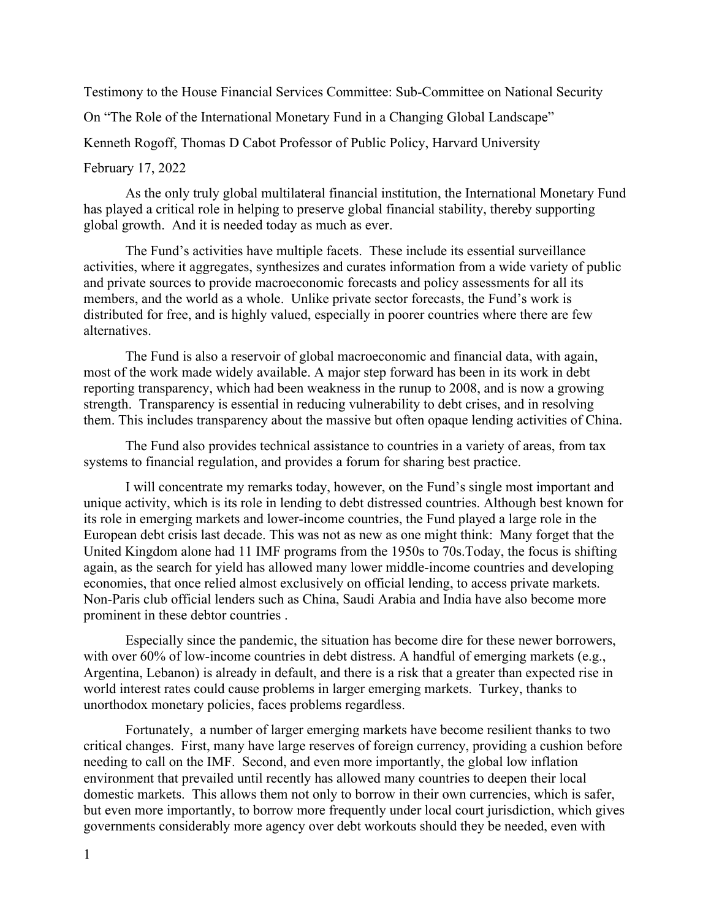Testimony to the House Financial Services Committee: Sub-Committee on National Security

On "The Role of the International Monetary Fund in a Changing Global Landscape"

Kenneth Rogoff, Thomas D Cabot Professor of Public Policy, Harvard University

February 17, 2022

As the only truly global multilateral financial institution, the International Monetary Fund has played a critical role in helping to preserve global financial stability, thereby supporting global growth. And it is needed today as much as ever.

The Fund's activities have multiple facets. These include its essential surveillance activities, where it aggregates, synthesizes and curates information from a wide variety of public and private sources to provide macroeconomic forecasts and policy assessments for all its members, and the world as a whole. Unlike private sector forecasts, the Fund's work is distributed for free, and is highly valued, especially in poorer countries where there are few alternatives.

The Fund is also a reservoir of global macroeconomic and financial data, with again, most of the work made widely available. A major step forward has been in its work in debt reporting transparency, which had been weakness in the runup to 2008, and is now a growing strength. Transparency is essential in reducing vulnerability to debt crises, and in resolving them. This includes transparency about the massive but often opaque lending activities of China.

The Fund also provides technical assistance to countries in a variety of areas, from tax systems to financial regulation, and provides a forum for sharing best practice.

I will concentrate my remarks today, however, on the Fund's single most important and unique activity, which is its role in lending to debt distressed countries. Although best known for its role in emerging markets and lower-income countries, the Fund played a large role in the European debt crisis last decade. This was not as new as one might think: Many forget that the United Kingdom alone had 11 IMF programs from the 1950s to 70s.Today, the focus is shifting again, as the search for yield has allowed many lower middle-income countries and developing economies, that once relied almost exclusively on official lending, to access private markets. Non-Paris club official lenders such as China, Saudi Arabia and India have also become more prominent in these debtor countries .

Especially since the pandemic, the situation has become dire for these newer borrowers, with over 60% of low-income countries in debt distress. A handful of emerging markets (e.g., Argentina, Lebanon) is already in default, and there is a risk that a greater than expected rise in world interest rates could cause problems in larger emerging markets. Turkey, thanks to unorthodox monetary policies, faces problems regardless.

Fortunately, a number of larger emerging markets have become resilient thanks to two critical changes. First, many have large reserves of foreign currency, providing a cushion before needing to call on the IMF. Second, and even more importantly, the global low inflation environment that prevailed until recently has allowed many countries to deepen their local domestic markets. This allows them not only to borrow in their own currencies, which is safer, but even more importantly, to borrow more frequently under local court jurisdiction, which gives governments considerably more agency over debt workouts should they be needed, even with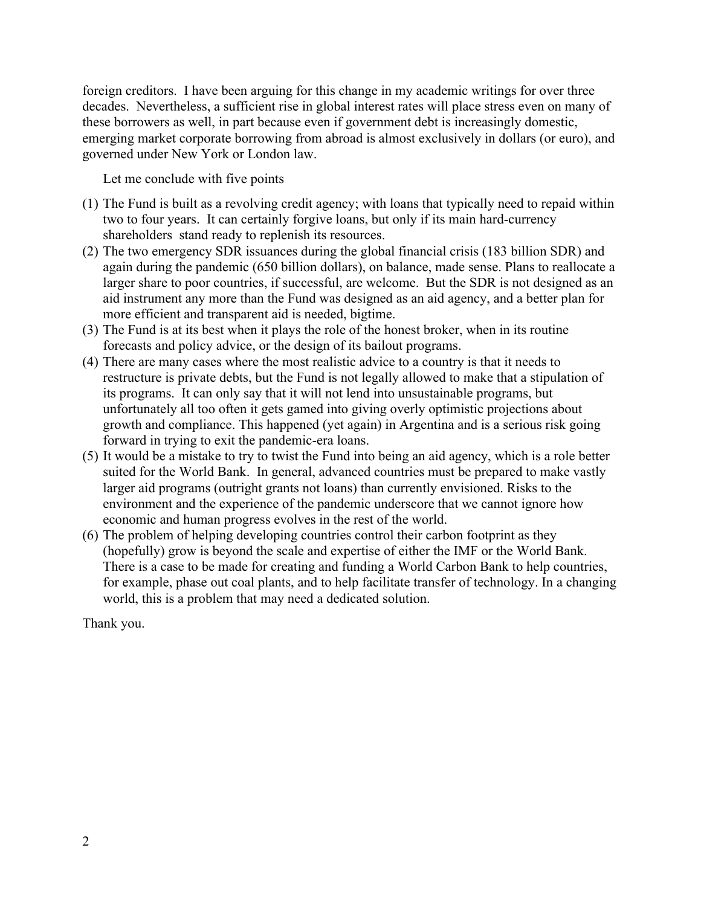foreign creditors. I have been arguing for this change in my academic writings for over three decades. Nevertheless, a sufficient rise in global interest rates will place stress even on many of these borrowers as well, in part because even if government debt is increasingly domestic, emerging market corporate borrowing from abroad is almost exclusively in dollars (or euro), and governed under New York or London law.

Let me conclude with five points

(1) The Fund is built as a revolving credit agency; with loans that typically need to repaid within two to four years. It can certainly forgive loans, but only if its main hard-currency shareholders stand ready to replenish its resources.

(2) The two emergency SDR issuances during the global financial crisis (183 billion SDR) and again during the pandemic (650 billion dollars), on balance, made sense. Plans to reallocate a larger share to poor countries, if successful, are welcome. But the SDR is not designed as an aid instrument any more than the Fund was designed as an aid agency, and a better plan for more efficient and transparent aid is needed, bigtime.

(3) The Fund is at its best when it plays the role of the honest broker, when in its routine forecasts and policy advice, or the design of its bailout programs.

(4) There are many cases where the most realistic advice to a country is that it needs to restructure is private debts, but the Fund is not legally allowed to make that a stipulation of its programs. It can only say that it will not lend into unsustainable programs, but unfortunately all too often it gets gamed into giving overly optimistic projections about growth and compliance. This happened (yet again) in Argentina and is a serious risk going forward in trying to exit the pandemic-era loans.

(5) It would be a mistake to try to twist the Fund into being an aid agency, which is a role better suited for the World Bank. In general, advanced countries must be prepared to make vastly larger aid programs (outright grants not loans) than currently envisioned. Risks to the environment and the experience of the pandemic underscore that we cannot ignore how economic and human progress evolves in the rest of the world.

(6) The problem of helping developing countries control their carbon footprint as they (hopefully) grow is beyond the scale and expertise of either the IMF or the World Bank. There is a case to be made for creating and funding a World Carbon Bank to help countries, for example, phase out coal plants, and to help facilitate transfer of technology. In a changing world, this is a problem that may need a dedicated solution.

Thank you.